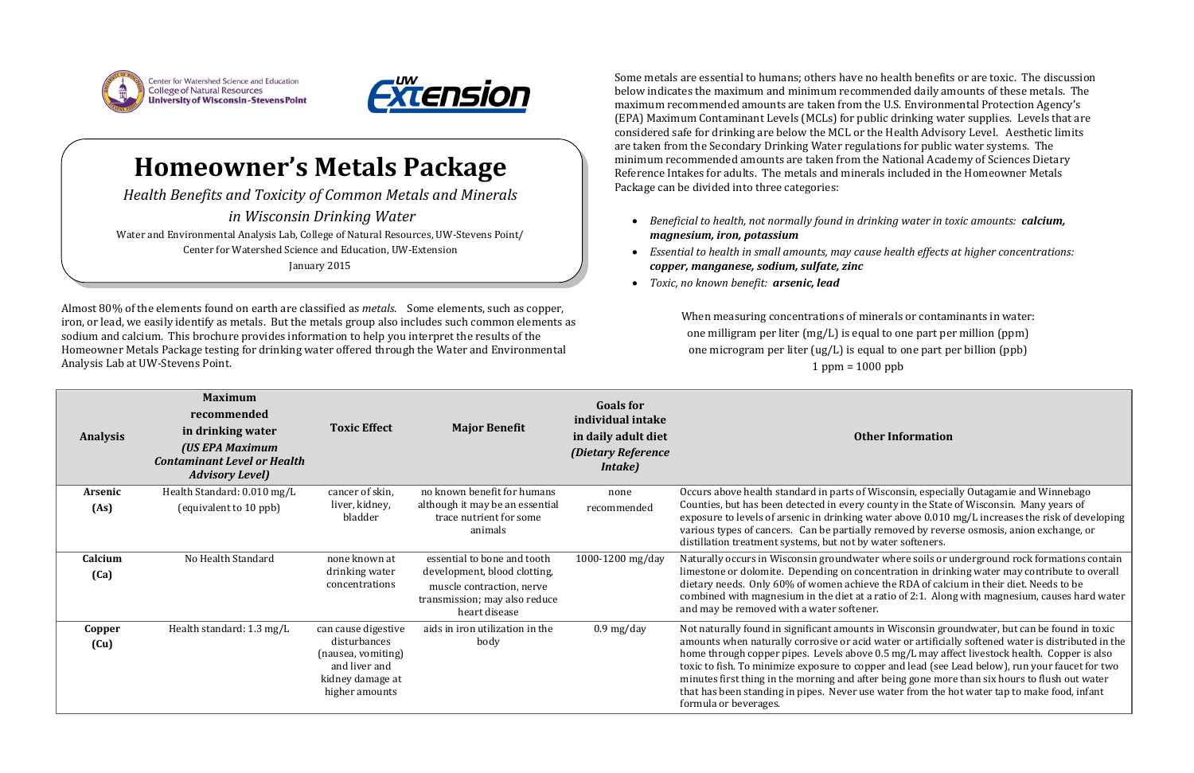Center for Watershed Science and Education
College of Natural Resources
University of Wisconsin-Stevens Point

UW Extension

# Homeowner's Metals Package

*Health Benefits and Toxicity of Common Metals and Minerals in Wisconsin Drinking Water*

Water and Environmental Analysis Lab, College of Natural Resources, UW-Stevens Point/
Center for Watershed Science and Education, UW-Extension
January 2015

Almost 80% of the elements found on earth are classified as *metals*. Some elements, such as copper, iron, or lead, we easily identify as metals. But the metals group also includes such common elements as sodium and calcium. This brochure provides information to help you interpret the results of the Homeowner Metals Package testing for drinking water offered through the Water and Environmental Analysis Lab at UW-Stevens Point.

Some metals are essential to humans; others have no health benefits or are toxic. The discussion below indicates the maximum and minimum recommended daily amounts of these metals. The maximum recommended amounts are taken from the U.S. Environmental Protection Agency's (EPA) Maximum Contaminant Levels (MCLs) for public drinking water supplies. Levels that are considered safe for drinking are below the MCL or the Health Advisory Level. Aesthetic limits are taken from the Secondary Drinking Water regulations for public water systems. The minimum recommended amounts are taken from the National Academy of Sciences Dietary Reference Intakes for adults. The metals and minerals included in the Homeowner Metals Package can be divided into three categories:

- *Beneficial to health, not normally found in drinking water in toxic amounts:* ***calcium, magnesium, iron, potassium***
- *Essential to health in small amounts, may cause health effects at higher concentrations:* ***copper, manganese, sodium, sulfate, zinc***
- *Toxic, no known benefit:* ***arsenic, lead***

When measuring concentrations of minerals or contaminants in water:
one milligram per liter (mg/L) is equal to one part per million (ppm)
one microgram per liter (ug/L) is equal to one part per billion (ppb)
1 ppm = 1000 ppb

| Analysis | Maximum recommended in drinking water *(US EPA Maximum Contaminant Level or Health Advisory Level)* | Toxic Effect | Major Benefit | Goals for individual intake in daily adult diet *(Dietary Reference Intake)* | Other Information |
|---|---|---|---|---|---|
| **Arsenic (As)** | Health Standard: 0.010 mg/L (equivalent to 10 ppb) | cancer of skin, liver, kidney, bladder | no known benefit for humans although it may be an essential trace nutrient for some animals | none recommended | Occurs above health standard in parts of Wisconsin, especially Outagamie and Winnebago Counties, but has been detected in every county in the State of Wisconsin. Many years of exposure to levels of arsenic in drinking water above 0.010 mg/L increases the risk of developing various types of cancers. Can be partially removed by reverse osmosis, anion exchange, or distillation treatment systems, but not by water softeners. |
| **Calcium (Ca)** | No Health Standard | none known at drinking water concentrations | essential to bone and tooth development, blood clotting, muscle contraction, nerve transmission; may also reduce heart disease | 1000-1200 mg/day | Naturally occurs in Wisconsin groundwater where soils or underground rock formations contain limestone or dolomite. Depending on concentration in drinking water may contribute to overall dietary needs. Only 60% of women achieve the RDA of calcium in their diet. Needs to be combined with magnesium in the diet at a ratio of 2:1. Along with magnesium, causes hard water and may be removed with a water softener. |
| **Copper (Cu)** | Health standard: 1.3 mg/L | can cause digestive disturbances (nausea, vomiting) and liver and kidney damage at higher amounts | aids in iron utilization in the body | 0.9 mg/day | Not naturally found in significant amounts in Wisconsin groundwater, but can be found in toxic amounts when naturally corrosive or acid water or artificially softened water is distributed in the home through copper pipes. Levels above 0.5 mg/L may affect livestock health. Copper is also toxic to fish. To minimize exposure to copper and lead (see Lead below), run your faucet for two minutes first thing in the morning and after being gone more than six hours to flush out water that has been standing in pipes. Never use water from the hot water tap to make food, infant formula or beverages. |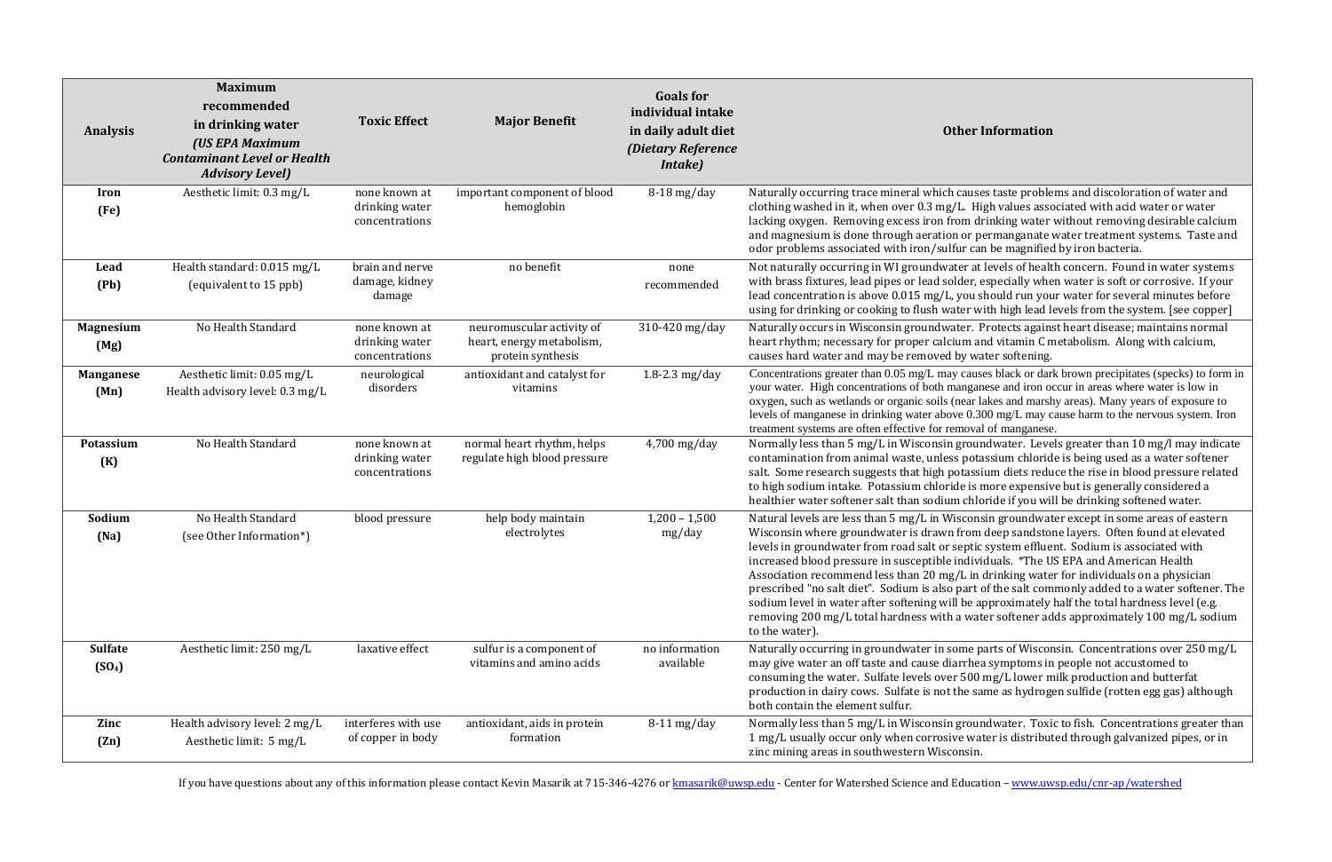| Analysis | Maximum recommended in drinking water *(US EPA Maximum Contaminant Level or Health Advisory Level)* | Toxic Effect | Major Benefit | Goals for individual intake in daily adult diet *(Dietary Reference Intake)* | Other Information |
|---|---|---|---|---|---|
| **Iron (Fe)** | Aesthetic limit: 0.3 mg/L | none known at drinking water concentrations | important component of blood hemoglobin | 8-18 mg/day | Naturally occurring trace mineral which causes taste problems and discoloration of water and clothing washed in it, when over 0.3 mg/L. High values associated with acid water or water lacking oxygen. Removing excess iron from drinking water without removing desirable calcium and magnesium is done through aeration or permanganate water treatment systems. Taste and odor problems associated with iron/sulfur can be magnified by iron bacteria. |
| **Lead (Pb)** | Health standard: 0.015 mg/L (equivalent to 15 ppb) | brain and nerve damage, kidney damage | no benefit | none recommended | Not naturally occurring in WI groundwater at levels of health concern. Found in water systems with brass fixtures, lead pipes or lead solder, especially when water is soft or corrosive. If your lead concentration is above 0.015 mg/L, you should run your water for several minutes before using for drinking or cooking to flush water with high lead levels from the system. [see copper] |
| **Magnesium (Mg)** | No Health Standard | none known at drinking water concentrations | neuromuscular activity of heart, energy metabolism, protein synthesis | 310-420 mg/day | Naturally occurs in Wisconsin groundwater. Protects against heart disease; maintains normal heart rhythm; necessary for proper calcium and vitamin C metabolism. Along with calcium, causes hard water and may be removed by water softening. |
| **Manganese (Mn)** | Aesthetic limit: 0.05 mg/L Health advisory level: 0.3 mg/L | neurological disorders | antioxidant and catalyst for vitamins | 1.8-2.3 mg/day | Concentrations greater than 0.05 mg/L may causes black or dark brown precipitates (specks) to form in your water. High concentrations of both manganese and iron occur in areas where water is low in oxygen, such as wetlands or organic soils (near lakes and marshy areas). Many years of exposure to levels of manganese in drinking water above 0.300 mg/L may cause harm to the nervous system. Iron treatment systems are often effective for removal of manganese. |
| **Potassium (K)** | No Health Standard | none known at drinking water concentrations | normal heart rhythm, helps regulate high blood pressure | 4,700 mg/day | Normally less than 5 mg/L in Wisconsin groundwater. Levels greater than 10 mg/l may indicate contamination from animal waste, unless potassium chloride is being used as a water softener salt. Some research suggests that high potassium diets reduce the rise in blood pressure related to high sodium intake. Potassium chloride is more expensive but is generally considered a healthier water softener salt than sodium chloride if you will be drinking softened water. |
| **Sodium (Na)** | No Health Standard (see Other Information*) | blood pressure | help body maintain electrolytes | 1,200 – 1,500 mg/day | Natural levels are less than 5 mg/L in Wisconsin groundwater except in some areas of eastern Wisconsin where groundwater is drawn from deep sandstone layers. Often found at elevated levels in groundwater from road salt or septic system effluent. Sodium is associated with increased blood pressure in susceptible individuals. *The US EPA and American Health Association recommend less than 20 mg/L in drinking water for individuals on a physician prescribed "no salt diet". Sodium is also part of the salt commonly added to a water softener. The sodium level in water after softening will be approximately half the total hardness level (e.g. removing 200 mg/L total hardness with a water softener adds approximately 100 mg/L sodium to the water). |
| **Sulfate ($SO_4$)** | Aesthetic limit: 250 mg/L | laxative effect | sulfur is a component of vitamins and amino acids | no information available | Naturally occurring in groundwater in some parts of Wisconsin. Concentrations over 250 mg/L may give water an off taste and cause diarrhea symptoms in people not accustomed to consuming the water. Sulfate levels over 500 mg/L lower milk production and butterfat production in dairy cows. Sulfate is not the same as hydrogen sulfide (rotten egg gas) although both contain the element sulfur. |
| **Zinc (Zn)** | Health advisory level: 2 mg/L Aesthetic limit: 5 mg/L | interferes with use of copper in body | antioxidant, aids in protein formation | 8-11 mg/day | Normally less than 5 mg/L in Wisconsin groundwater. Toxic to fish. Concentrations greater than 1 mg/L usually occur only when corrosive water is distributed through galvanized pipes, or in zinc mining areas in southwestern Wisconsin. |

If you have questions about any of this information please contact Kevin Masarik at 715-346-4276 or kmasarik@uwsp.edu - Center for Watershed Science and Education – www.uwsp.edu/cnr-ap/watershed